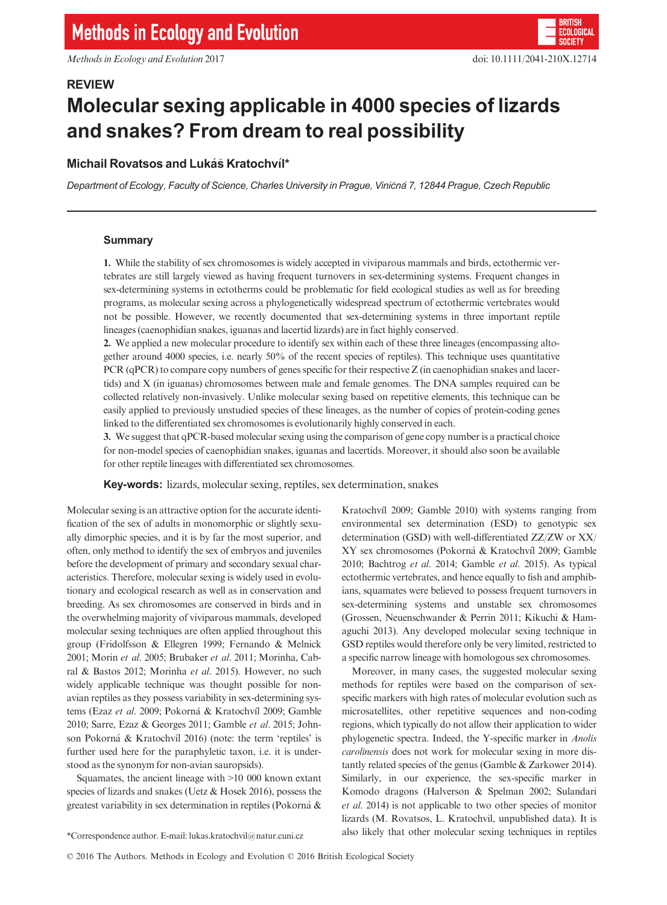REVIEW

# Molecular sexing applicable in 4000 species of lizards and snakes? From dream to real possibility

**Michail Rovatsos and Lukáš Kratochvíl***

*Department of Ecology, Faculty of Science, Charles University in Prague, Viničná 7, 12844 Prague, Czech Republic*

## Summary

**1.** While the stability of sex chromosomes is widely accepted in viviparous mammals and birds, ectothermic vertebrates are still largely viewed as having frequent turnovers in sex-determining systems. Frequent changes in sex-determining systems in ectotherms could be problematic for field ecological studies as well as for breeding programs, as molecular sexing across a phylogenetically widespread spectrum of ectothermic vertebrates would not be possible. However, we recently documented that sex-determining systems in three important reptile lineages (caenophidian snakes, iguanas and lacertid lizards) are in fact highly conserved.

**2.** We applied a new molecular procedure to identify sex within each of these three lineages (encompassing altogether around 4000 species, i.e. nearly 50% of the recent species of reptiles). This technique uses quantitative PCR (qPCR) to compare copy numbers of genes specific for their respective Z (in caenophidian snakes and lacertids) and X (in iguanas) chromosomes between male and female genomes. The DNA samples required can be collected relatively non-invasively. Unlike molecular sexing based on repetitive elements, this technique can be easily applied to previously unstudied species of these lineages, as the number of copies of protein-coding genes linked to the differentiated sex chromosomes is evolutionarily highly conserved in each.

**3.** We suggest that qPCR-based molecular sexing using the comparison of gene copy number is a practical choice for non-model species of caenophidian snakes, iguanas and lacertids. Moreover, it should also soon be available for other reptile lineages with differentiated sex chromosomes.

**Key-words:** lizards, molecular sexing, reptiles, sex determination, snakes

Molecular sexing is an attractive option for the accurate identification of the sex of adults in monomorphic or slightly sexually dimorphic species, and it is by far the most superior, and often, only method to identify the sex of embryos and juveniles before the development of primary and secondary sexual characteristics. Therefore, molecular sexing is widely used in evolutionary and ecological research as well as in conservation and breeding. As sex chromosomes are conserved in birds and in the overwhelming majority of viviparous mammals, developed molecular sexing techniques are often applied throughout this group (Fridolfsson & Ellegren 1999; Fernando & Melnick 2001; Morin *et al*. 2005; Brubaker *et al*. 2011; Morinha, Cabral & Bastos 2012; Morinha *et al*. 2015). However, no such widely applicable technique was thought possible for non-avian reptiles as they possess variability in sex-determining systems (Ezaz *et al*. 2009; Pokorná & Kratochvíl 2009; Gamble 2010; Sarre, Ezaz & Georges 2011; Gamble *et al*. 2015; Johnson Pokorná & Kratochvíl 2016) (note: the term 'reptiles' is further used here for the paraphyletic taxon, i.e. it is understood as the synonym for non-avian sauropsids).

Squamates, the ancient lineage with >10 000 known extant species of lizards and snakes (Uetz & Hosek 2016), possess the greatest variability in sex determination in reptiles (Pokorná & Kratochvíl 2009; Gamble 2010) with systems ranging from environmental sex determination (ESD) to genotypic sex determination (GSD) with well-differentiated ZZ/ZW or XX/XY sex chromosomes (Pokorná & Kratochvíl 2009; Gamble 2010; Bachtrog *et al*. 2014; Gamble *et al*. 2015). As typical ectothermic vertebrates, and hence equally to fish and amphibians, squamates were believed to possess frequent turnovers in sex-determining systems and unstable sex chromosomes (Grossen, Neuenschwander & Perrin 2011; Kikuchi & Hamaguchi 2013). Any developed molecular sexing technique in GSD reptiles would therefore only be very limited, restricted to a specific narrow lineage with homologous sex chromosomes.

Moreover, in many cases, the suggested molecular sexing methods for reptiles were based on the comparison of sex-specific markers with high rates of molecular evolution such as microsatellites, other repetitive sequences and non-coding regions, which typically do not allow their application to wider phylogenetic spectra. Indeed, the Y-specific marker in *Anolis carolinensis* does not work for molecular sexing in more distantly related species of the genus (Gamble & Zarkower 2014). Similarly, in our experience, the sex-specific marker in Komodo dragons (Halverson & Spelman 2002; Sulandari *et al*. 2014) is not applicable to two other species of monitor lizards (M. Rovatsos, L. Kratochvil, unpublished data). It is also likely that other molecular sexing techniques in reptiles

*Correspondence author. E-mail: lukas.kratochvil@natur.cuni.cz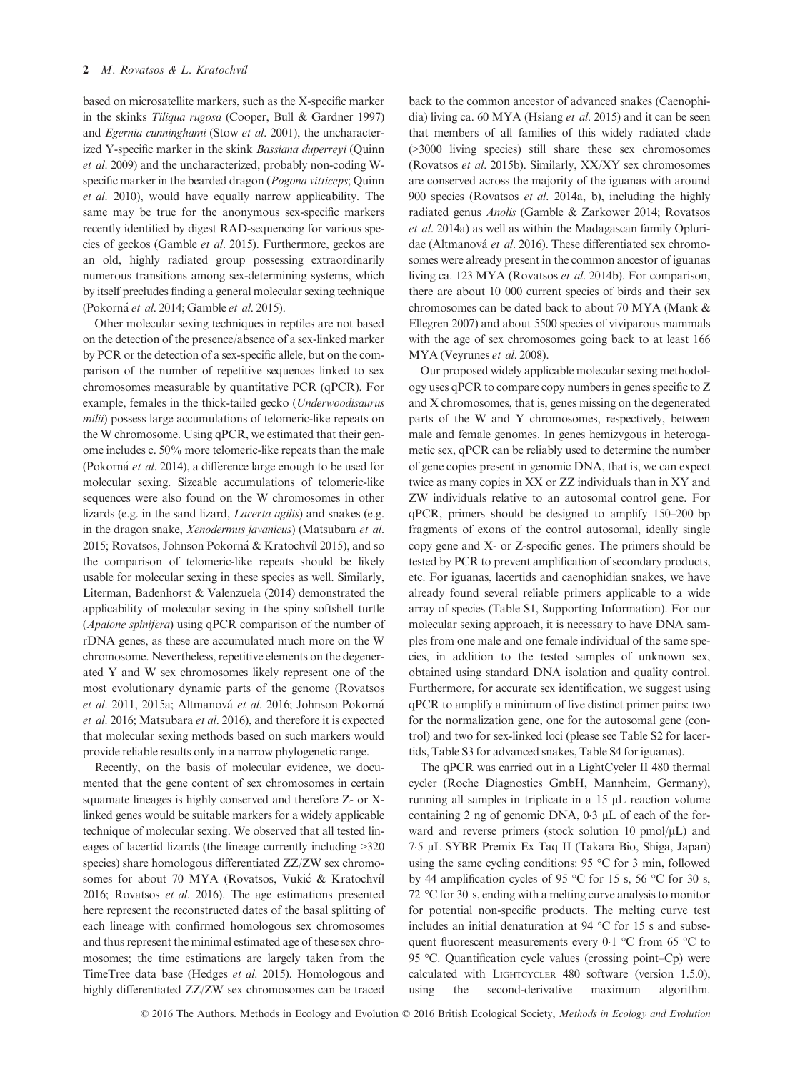based on microsatellite markers, such as the X-specific marker in the skinks *Tiliqua rugosa* (Cooper, Bull & Gardner 1997) and *Egernia cunninghami* (Stow *et al*. 2001), the uncharacterized Y-specific marker in the skink *Bassiana duperreyi* (Quinn *et al*. 2009) and the uncharacterized, probably non-coding W-specific marker in the bearded dragon (*Pogona vitticeps*; Quinn *et al*. 2010), would have equally narrow applicability. The same may be true for the anonymous sex-specific markers recently identified by digest RAD-sequencing for various species of geckos (Gamble *et al*. 2015). Furthermore, geckos are an old, highly radiated group possessing extraordinarily numerous transitions among sex-determining systems, which by itself precludes finding a general molecular sexing technique (Pokorná *et al*. 2014; Gamble *et al*. 2015).

Other molecular sexing techniques in reptiles are not based on the detection of the presence/absence of a sex-linked marker by PCR or the detection of a sex-specific allele, but on the comparison of the number of repetitive sequences linked to sex chromosomes measurable by quantitative PCR (qPCR). For example, females in the thick-tailed gecko (*Underwoodisaurus milii*) possess large accumulations of telomeric-like repeats on the W chromosome. Using qPCR, we estimated that their genome includes c. 50% more telomeric-like repeats than the male (Pokorná *et al*. 2014), a difference large enough to be used for molecular sexing. Sizeable accumulations of telomeric-like sequences were also found on the W chromosomes in other lizards (e.g. in the sand lizard, *Lacerta agilis*) and snakes (e.g. in the dragon snake, *Xenodermus javanicus*) (Matsubara *et al*. 2015; Rovatsos, Johnson Pokorná & Kratochvíl 2015), and so the comparison of telomeric-like repeats should be likely usable for molecular sexing in these species as well. Similarly, Literman, Badenhorst & Valenzuela (2014) demonstrated the applicability of molecular sexing in the spiny softshell turtle (*Apalone spinifera*) using qPCR comparison of the number of rDNA genes, as these are accumulated much more on the W chromosome. Nevertheless, repetitive elements on the degenerated Y and W sex chromosomes likely represent one of the most evolutionary dynamic parts of the genome (Rovatsos *et al*. 2011, 2015a; Altmanová *et al*. 2016; Johnson Pokorná *et al*. 2016; Matsubara *et al*. 2016), and therefore it is expected that molecular sexing methods based on such markers would provide reliable results only in a narrow phylogenetic range.

Recently, on the basis of molecular evidence, we documented that the gene content of sex chromosomes in certain squamate lineages is highly conserved and therefore Z- or X-linked genes would be suitable markers for a widely applicable technique of molecular sexing. We observed that all tested lineages of lacertid lizards (the lineage currently including >320 species) share homologous differentiated ZZ/ZW sex chromosomes for about 70 MYA (Rovatsos, Vukić & Kratochvíl 2016; Rovatsos *et al*. 2016). The age estimations presented here represent the reconstructed dates of the basal splitting of each lineage with confirmed homologous sex chromosomes and thus represent the minimal estimated age of these sex chromosomes; the time estimations are largely taken from the TimeTree data base (Hedges *et al*. 2015). Homologous and highly differentiated ZZ/ZW sex chromosomes can be traced back to the common ancestor of advanced snakes (Caenophidia) living ca. 60 MYA (Hsiang *et al*. 2015) and it can be seen that members of all families of this widely radiated clade (>3000 living species) still share these sex chromosomes (Rovatsos *et al*. 2015b). Similarly, XX/XY sex chromosomes are conserved across the majority of the iguanas with around 900 species (Rovatsos *et al*. 2014a, b), including the highly radiated genus *Anolis* (Gamble & Zarkower 2014; Rovatsos *et al*. 2014a) as well as within the Madagascan family Opluridae (Altmanová *et al*. 2016). These differentiated sex chromosomes were already present in the common ancestor of iguanas living ca. 123 MYA (Rovatsos *et al*. 2014b). For comparison, there are about 10 000 current species of birds and their sex chromosomes can be dated back to about 70 MYA (Mank & Ellegren 2007) and about 5500 species of viviparous mammals with the age of sex chromosomes going back to at least 166 MYA (Veyrunes *et al*. 2008).

Our proposed widely applicable molecular sexing methodology uses qPCR to compare copy numbers in genes specific to Z and X chromosomes, that is, genes missing on the degenerated parts of the W and Y chromosomes, respectively, between male and female genomes. In genes hemizygous in heterogametic sex, qPCR can be reliably used to determine the number of gene copies present in genomic DNA, that is, we can expect twice as many copies in XX or ZZ individuals than in XY and ZW individuals relative to an autosomal control gene. For qPCR, primers should be designed to amplify 150–200 bp fragments of exons of the control autosomal, ideally single copy gene and X- or Z-specific genes. The primers should be tested by PCR to prevent amplification of secondary products, etc. For iguanas, lacertids and caenophidian snakes, we have already found several reliable primers applicable to a wide array of species (Table S1, Supporting Information). For our molecular sexing approach, it is necessary to have DNA samples from one male and one female individual of the same species, in addition to the tested samples of unknown sex, obtained using standard DNA isolation and quality control. Furthermore, for accurate sex identification, we suggest using qPCR to amplify a minimum of five distinct primer pairs: two for the normalization gene, one for the autosomal gene (control) and two for sex-linked loci (please see Table S2 for lacertids, Table S3 for advanced snakes, Table S4 for iguanas).

The qPCR was carried out in a LightCycler II 480 thermal cycler (Roche Diagnostics GmbH, Mannheim, Germany), running all samples in triplicate in a 15 μL reaction volume containing 2 ng of genomic DNA, 0·3 μL of each of the forward and reverse primers (stock solution 10 pmol/μL) and 7·5 μL SYBR Premix Ex Taq II (Takara Bio, Shiga, Japan) using the same cycling conditions: 95 °C for 3 min, followed by 44 amplification cycles of 95 °C for 15 s, 56 °C for 30 s, 72 °C for 30 s, ending with a melting curve analysis to monitor for potential non-specific products. The melting curve test includes an initial denaturation at 94 °C for 15 s and subsequent fluorescent measurements every 0·1 °C from 65 °C to 95 °C. Quantification cycle values (crossing point–Cp) were calculated with LightCycler 480 software (version 1.5.0), using the second-derivative maximum algorithm.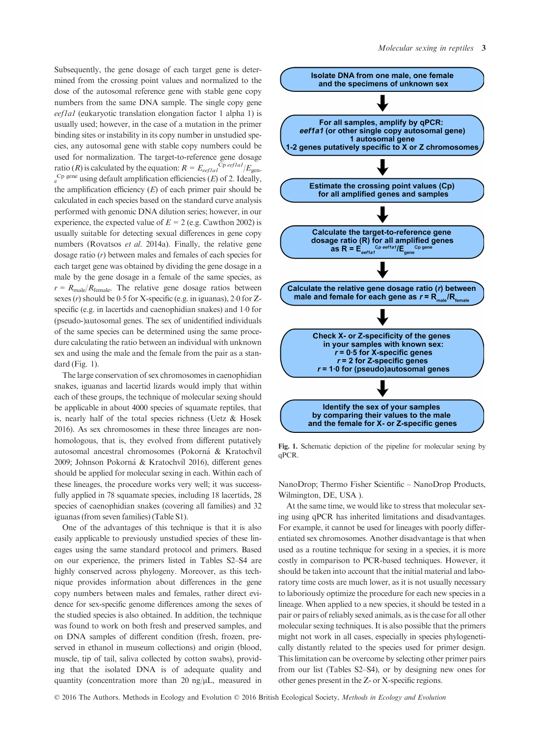Subsequently, the gene dosage of each target gene is determined from the crossing point values and normalized to the dose of the autosomal reference gene with stable gene copy numbers from the same DNA sample. The single copy gene *eef1a1* (eukaryotic translation elongation factor 1 alpha 1) is usually used; however, in the case of a mutation in the primer binding sites or instability in its copy number in unstudied species, any autosomal gene with stable copy numbers could be used for normalization. The target-to-reference gene dosage ratio ($R$) is calculated by the equation: $R = E_{eef1a1}{}^{\text{Cp } eef1a1}/E_{\text{gene}}{}^{\text{Cp gene}}$ using default amplification efficiencies ($E$) of 2. Ideally, the amplification efficiency ($E$) of each primer pair should be calculated in each species based on the standard curve analysis performed with genomic DNA dilution series; however, in our experience, the expected value of $E = 2$ (e.g. Cawthon 2002) is usually suitable for detecting sexual differences in gene copy numbers (Rovatsos *et al.* 2014a). Finally, the relative gene dosage ratio ($r$) between males and females of each species for each target gene was obtained by dividing the gene dosage in a male by the gene dosage in a female of the same species, as $r = R_{\text{male}}/R_{\text{female}}$. The relative gene dosage ratios between sexes ($r$) should be 0·5 for X-specific (e.g. in iguanas), 2·0 for Z-specific (e.g. in lacertids and caenophidian snakes) and 1·0 for (pseudo-)autosomal genes. The sex of unidentified individuals of the same species can be determined using the same procedure calculating the ratio between an individual with unknown sex and using the male and the female from the pair as a standard (Fig. 1).

The large conservation of sex chromosomes in caenophidian snakes, iguanas and lacertid lizards would imply that within each of these groups, the technique of molecular sexing should be applicable in about 4000 species of squamate reptiles, that is, nearly half of the total species richness (Uetz & Hosek 2016). As sex chromosomes in these three lineages are non-homologous, that is, they evolved from different putatively autosomal ancestral chromosomes (Pokorná & Kratochvíl 2009; Johnson Pokorná & Kratochvíl 2016), different genes should be applied for molecular sexing in each. Within each of these lineages, the procedure works very well; it was successfully applied in 78 squamate species, including 18 lacertids, 28 species of caenophidian snakes (covering all families) and 32 iguanas (from seven families) (Table S1).

One of the advantages of this technique is that it is also easily applicable to previously unstudied species of these lineages using the same standard protocol and primers. Based on our experience, the primers listed in Tables S2–S4 are highly conserved across phylogeny. Moreover, as this technique provides information about differences in the gene copy numbers between males and females, rather direct evidence for sex-specific genome differences among the sexes of the studied species is also obtained. In addition, the technique was found to work on both fresh and preserved samples, and on DNA samples of different condition (fresh, frozen, preserved in ethanol in museum collections) and origin (blood, muscle, tip of tail, saliva collected by cotton swabs), providing that the isolated DNA is of adequate quality and quantity (concentration more than 20 ng/μL, measured in NanoDrop; Thermo Fisher Scientific – NanoDrop Products, Wilmington, DE, USA ).

**Isolate DNA from one male, one female and the specimens of unknown sex**

↓

**For all samples, amplify by qPCR:**
***eef1a1* (or other single copy autosomal gene)**
**1 autosomal gene**
**1-2 genes putatively specific to X or Z chromosomes**

↓

**Estimate the crossing point values (Cp) for all amplified genes and samples**

↓

**Calculate the target-to-reference gene dosage ratio (R) for all amplified genes as** $R = E_{eef1a1}{}^{Cp\ eef1a1}/E_{gene}{}^{Cp\ gene}$

↓

**Calculate the relative gene dosage ratio (*r*) between male and female for each gene as** $r = R_{male}/R_{female}$

↓

**Check X- or Z-specificity of the genes in your samples with known sex:**
$r = 0{\cdot}5$ **for X-specific genes**
$r = 2$ **for Z-specific genes**
$r = 1{\cdot}0$ **for (pseudo)autosomal genes**

↓

**Identify the sex of your samples by comparing their values to the male and the female for X- or Z-specific genes**

**Fig. 1.** Schematic depiction of the pipeline for molecular sexing by qPCR.

At the same time, we would like to stress that molecular sexing using qPCR has inherited limitations and disadvantages. For example, it cannot be used for lineages with poorly differentiated sex chromosomes. Another disadvantage is that when used as a routine technique for sexing in a species, it is more costly in comparison to PCR-based techniques. However, it should be taken into account that the initial material and laboratory time costs are much lower, as it is not usually necessary to laboriously optimize the procedure for each new species in a lineage. When applied to a new species, it should be tested in a pair or pairs of reliably sexed animals, as is the case for all other molecular sexing techniques. It is also possible that the primers might not work in all cases, especially in species phylogenetically distantly related to the species used for primer design. This limitation can be overcome by selecting other primer pairs from our list (Tables S2–S4), or by designing new ones for other genes present in the Z- or X-specific regions.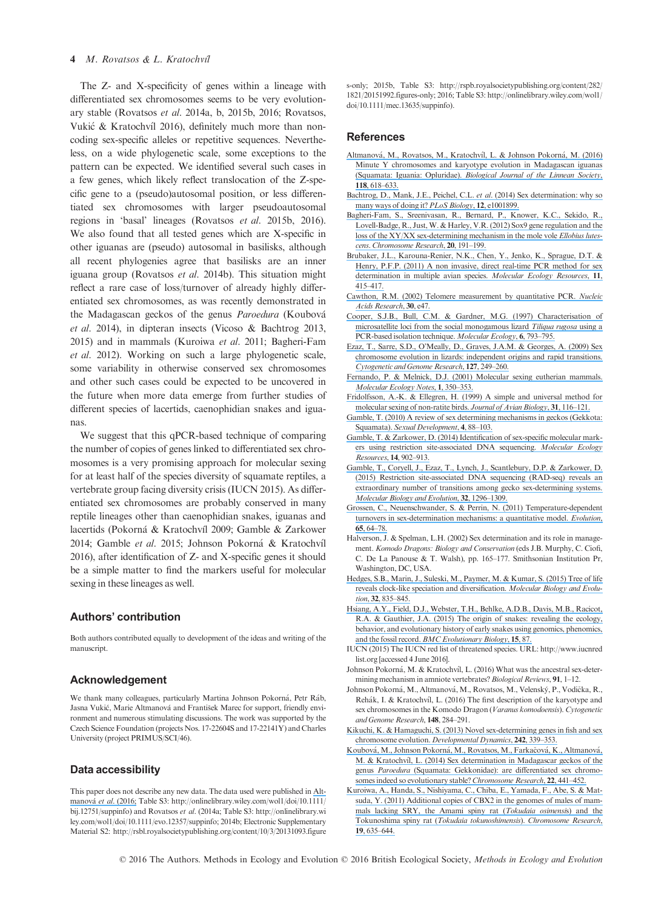The Z- and X-specificity of genes within a lineage with differentiated sex chromosomes seems to be very evolutionary stable (Rovatsos *et al*. 2014a, b, 2015b, 2016; Rovatsos, Vukić & Kratochvíl 2016), definitely much more than non-coding sex-specific alleles or repetitive sequences. Nevertheless, on a wide phylogenetic scale, some exceptions to the pattern can be expected. We identified several such cases in a few genes, which likely reflect translocation of the Z-specific gene to a (pseudo)autosomal position, or less differentiated sex chromosomes with larger pseudoautosomal regions in 'basal' lineages (Rovatsos *et al*. 2015b, 2016). We also found that all tested genes which are X-specific in other iguanas are (pseudo) autosomal in basilisks, although all recent phylogenies agree that basilisks are an inner iguana group (Rovatsos *et al*. 2014b). This situation might reflect a rare case of loss/turnover of already highly differentiated sex chromosomes, as was recently demonstrated in the Madagascan geckos of the genus *Paroedura* (Koubová *et al*. 2014), in dipteran insects (Vicoso & Bachtrog 2013, 2015) and in mammals (Kuroiwa *et al*. 2011; Bagheri-Fam *et al*. 2012). Working on such a large phylogenetic scale, some variability in otherwise conserved sex chromosomes and other such cases could be expected to be uncovered in the future when more data emerge from further studies of different species of lacertids, caenophidian snakes and iguanas.

We suggest that this qPCR-based technique of comparing the number of copies of genes linked to differentiated sex chromosomes is a very promising approach for molecular sexing for at least half of the species diversity of squamate reptiles, a vertebrate group facing diversity crisis (IUCN 2015). As differentiated sex chromosomes are probably conserved in many reptile lineages other than caenophidian snakes, iguanas and lacertids (Pokorná & Kratochvíl 2009; Gamble & Zarkower 2014; Gamble *et al*. 2015; Johnson Pokorná & Kratochvíl 2016), after identification of Z- and X-specific genes it should be a simple matter to find the markers useful for molecular sexing in these lineages as well.

## Authors' contribution

Both authors contributed equally to development of the ideas and writing of the manuscript.

## Acknowledgement

We thank many colleagues, particularly Martina Johnson Pokorná, Petr Ráb, Jasna Vukić, Marie Altmanová and František Marec for support, friendly environment and numerous stimulating discussions. The work was supported by the Czech Science Foundation (projects Nos. 17-22604S and 17-22141Y) and Charles University (project PRIMUS/SCI/46).

## Data accessibility

This paper does not describe any new data. The data used were published in Altmanová *et al*. (2016; Table S3: http://onlinelibrary.wiley.com/woll/doi/10.1111/bij.12751/suppinfo) and Rovatsos *et al*. (2014a; Table S3: http://onlinelibrary.wiley.com/woll/doi/10.1111/evo.12357/suppinfo; 2014b; Electronic Supplementary Material S2: http://rsbl.royalsocietypublishing.org/content/10/3/20131093.figures-only; 2015b, Table S3: http://rspb.royalsocietypublishing.org/content/282/1821/20151992.figures-only; 2016; Table S3: http://onlinelibrary.wiley.com/woll/doi/10.1111/mec.13635/suppinfo).

## References

Altmanová, M., Rovatsos, M., Kratochvíl, L. & Johnson Pokorná, M. (2016) Minute Y chromosomes and karyotype evolution in Madagascan iguanas (Squamata: Iguania: Opluridae). *Biological Journal of the Linnean Society*, **118**, 618–633.

Bachtrog, D., Mank, J.E., Peichel, C.L. *et al*. (2014) Sex determination: why so many ways of doing it? *PLoS Biology*, **12**, e1001899.

Bagheri-Fam, S., Sreenivasan, R., Bernard, P., Knower, K.C., Sekido, R., Lovell-Badge, R., Just, W. & Harley, V.R. (2012) Sox9 gene regulation and the loss of the XY/XX sex-determining mechanism in the mole vole *Ellobius lutescens*. *Chromosome Research*, **20**, 191–199.

Brubaker, J.L., Karouna-Renier, N.K., Chen, Y., Jenko, K., Sprague, D.T. & Henry, P.F.P. (2011) A non invasive, direct real-time PCR method for sex determination in multiple avian species. *Molecular Ecology Resources*, **11**, 415–417.

Cawthon, R.M. (2002) Telomere measurement by quantitative PCR. *Nucleic Acids Research*, **30**, e47.

Cooper, S.J.B., Bull, C.M. & Gardner, M.G. (1997) Characterisation of microsatellite loci from the social monogamous lizard *Tiliqua rugosa* using a PCR-based isolation technique. *Molecular Ecology*, **6**, 793–795.

Ezaz, T., Sarre, S.D., O'Meally, D., Graves, J.A.M. & Georges, A. (2009) Sex chromosome evolution in lizards: independent origins and rapid transitions. *Cytogenetic and Genome Research*, **127**, 249–260.

Fernando, P. & Melnick, D.J. (2001) Molecular sexing eutherian mammals. *Molecular Ecology Notes*, **1**, 350–353.

Fridolfsson, A.-K. & Ellegren, H. (1999) A simple and universal method for molecular sexing of non-ratite birds. *Journal of Avian Biology*, **31**, 116–121.

Gamble, T. (2010) A review of sex determining mechanisms in geckos (Gekkota: Squamata). *Sexual Development*, **4**, 88–103.

Gamble, T. & Zarkower, D. (2014) Identification of sex-specific molecular markers using restriction site-associated DNA sequencing. *Molecular Ecology Resources*, **14**, 902–913.

Gamble, T., Coryell, J., Ezaz, T., Lynch, J., Scantlebury, D.P. & Zarkower, D. (2015) Restriction site-associated DNA sequencing (RAD-seq) reveals an extraordinary number of transitions among gecko sex-determining systems. *Molecular Biology and Evolution*, **32**, 1296–1309.

Grossen, C., Neuenschwander, S. & Perrin, N. (2011) Temperature-dependent turnovers in sex-determination mechanisms: a quantitative model. *Evolution*, **65**, 64–78.

Halverson, J. & Spelman, L.H. (2002) Sex determination and its role in management. *Komodo Dragons: Biology and Conservation* (eds J.B. Murphy, C. Ciofi, C. De La Panouse & T. Walsh), pp. 165–177. Smithsonian Institution Pr, Washington, DC, USA.

Hedges, S.B., Marin, J., Suleski, M., Paymer, M. & Kumar, S. (2015) Tree of life reveals clock-like speciation and diversification. *Molecular Biology and Evolution*, **32**, 835–845.

Hsiang, A.Y., Field, D.J., Webster, T.H., Behlke, A.D.B., Davis, M.B., Racicot, R.A. & Gauthier, J.A. (2015) The origin of snakes: revealing the ecology, behavior, and evolutionary history of early snakes using genomics, phenomics, and the fossil record. *BMC Evolutionary Biology*, **15**, 87.

IUCN (2015) The IUCN red list of threatened species. URL: http://www.iucnredlist.org [accessed 4 June 2016].

Johnson Pokorná, M. & Kratochvíl, L. (2016) What was the ancestral sex-determining mechanism in amniote vertebrates? *Biological Reviews*, **91**, 1–12.

Johnson Pokorná, M., Altmanová, M., Rovatsos, M., Velenský, P., Vodička, R., Rehák, I. & Kratochvíl, L. (2016) The first description of the karyotype and sex chromosomes in the Komodo Dragon (*Varanus komodoensis*). *Cytogenetic and Genome Research*, **148**, 284–291.

Kikuchi, K. & Hamaguchi, S. (2013) Novel sex-determining genes in fish and sex chromosome evolution. *Developmental Dynamics*, **242**, 339–353.

Koubová, M., Johnson Pokorná, M., Rovatsos, M., Farkačová, K., Altmanová, M. & Kratochvíl, L. (2014) Sex determination in Madagascar geckos of the genus *Paroedura* (Squamata: Gekkonidae): are differentiated sex chromosomes indeed so evolutionary stable? *Chromosome Research*, **22**, 441–452.

Kuroiwa, A., Handa, S., Nishiyama, C., Chiba, E., Yamada, F., Abe, S. & Matsuda, Y. (2011) Additional copies of CBX2 in the genomes of males of mammals lacking SRY, the Amami spiny rat (*Tokudaia osimensis*) and the Tokunoshima spiny rat (*Tokudaia tokunoshimensis*). *Chromosome Research*, **19**, 635–644.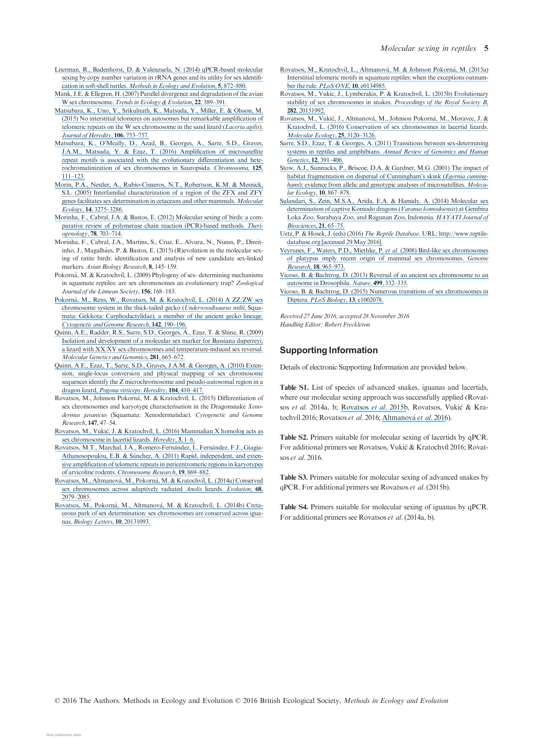Literman, R., Badenhorst, D. & Valenzuela, N. (2014) qPCR-based molecular sexing by copy number variation in rRNA genes and its utility for sex identification in soft-shell turtles. *Methods in Ecology and Evolution*, **5**, 872–880.

Mank, J.E. & Ellegren, H. (2007) Parallel divergence and degradation of the avian W sex chromosome. *Trends in Ecology & Evolution*, **22**, 389–391.

Matsubara, K., Uno, Y., Srikulnath, K., Matsuda, Y., Miller, E. & Olsson, M. (2015) No interstitial telomeres on autosomes but remarkable amplification of telomeric repeats on the W sex chromosome in the sand lizard (*Lacerta agilis*). *Journal of Heredity*, **106**, 753–757.

Matsubara, K., O'Meally, D., Azad, B., Georges, A., Sarre, S.D., Graves, J.A.M., Matsuda, Y. & Ezaz, T. (2016) Amplification of microsatellite repeat motifs is associated with the evolutionary differentiation and heterochromatinization of sex chromosomes in Sauropsida. *Chromosoma*, **125**, 111–123.

Morin, P.A., Nestler, A., Rubio-Cisneros, N.T., Robertson, K.M. & Mesnick, S.L. (2005) Interfamilial characterization of a region of the ZFX and ZFY genes facilitates sex determination in cetaceans and other mammals. *Molecular Ecology*, **14**, 3275–3286.

Morinha, F., Cabral, J.A. & Bastos, E. (2012) Molecular sexing of birds: a comparative review of polymerase chain reaction (PCR)-based methods. *Theriogenology*, **78**, 703–714.

Morinha, F., Cabral, J.A., Martins, S., Cruz, E., Alvura, N., Nunes, P., Direitinho, J., Magalhães, P. & Bastos, E. (2015) (R)evolution in the molecular sexing of ratite birds: identification and analysis of new candidate sex-linked markers. *Avian Biology Research*, **8**, 145–159.

Pokorná, M. & Kratochvíl, L. (2009) Phylogeny of sex- determining mechanisms in squamate reptiles: are sex chromosomes an evolutionary trap? *Zoological Journal of the Linnean Society*, **156**, 168–183.

Pokorná, M., Rens, W., Rovatsos, M. & Kratochvíl, L. (2014) A ZZ/ZW sex chromosome system in the thick-tailed gecko (*Underwoodisaurus milii*; Squamata: Gekkota: Carphodactylidae), a member of the ancient gecko lineage. *Cytogenetic and Genome Research*, **142**, 190–196.

Quinn, A.E., Radder, R.S., Sarre, S.D., Georges, A., Ezaz, T. & Shine, R. (2009) Isolation and development of a molecular sex marker for Bassiana duperreyi, a lizard with XX/XY sex chromosomes and temperature-induced sex reversal. *Molecular Genetics and Genomics*, **281**, 665–672.

Quinn, A.E., Ezaz, T., Sarre, S.D., Graves, J.A.M. & Georges, A. (2010) Extension, single-locus conversion and physical mapping of sex chromosome sequences identify the Z microchromosome and pseudo-autosomal region in a dragon lizard, *Pogona vitticeps*. *Heredity*, **104**, 410–417.

Rovatsos, M., Johnson Pokorná, M. & Kratochvíl, L. (2015) Differentiation of sex chromosomes and karyotype characterisation in the Dragonsnake *Xenodermus javanicus* (Squamata: Xenodermatidae). *Cytogenetic and Genome Research*, **147**, 47–54.

Rovatsos, M., Vukić, J. & Kratochvíl, L. (2016) Mammalian X homolog acts as sex chromosome in lacertid lizards. *Heredity*, **3**, 1–6.

Rovatsos, M.T., Marchal, J.A., Romero-Fernández, I., Fernández, F.J., Giagia-Athanosopoulou, E.B. & Sánchez, A. (2011) Rapid, independent, and extensive amplification of telomeric repeats in pericentromeric regions in karyotypes of arvicoline rodents. *Chromosome Research*, **19**, 869–882.

Rovatsos, M., Altmanová, M., Pokorná, M. & Kratochvíl, L. (2014a) Conserved sex chromosomes across adaptively radiated *Anolis* lizards. *Evolution*, **68**, 2079–2085.

Rovatsos, M., Pokorná, M., Altmanová, M. & Kratochvíl, L. (2014b) Cretaceous park of sex determination: sex chromosomes are conserved across iguanas. *Biology Letters*, **10**, 20131093.

Rovatsos, M., Kratochvíl, L., Altmanová, M. & Johnson Pokorná, M. (2015a) Interstitial telomeric motifs in squamate reptiles: when the exceptions outnumber the rule. *PLoS ONE*, **10**, e0134985.

Rovatsos, M., Vukic, J., Lymberakis, P. & Kratochvíl, L. (2015b) Evolutionary stability of sex chromosomes in snakes. *Proceedings of the Royal Society B*, **282**, 20151992.

Rovatsos, M., Vukić, J., Altmanová, M., Johnson Pokorná, M., Moravec, J. & Kratochvíl, L. (2016) Conservation of sex chromosomes in lacertid lizards. *Molecular Ecology*, **25**, 3120–3126.

Sarre, S.D., Ezaz, T. & Georges, A. (2011) Transitions between sex-determining systems in reptiles and amphibians. *Annual Review of Genomics and Human Genetics*, **12**, 391–406.

Stow, A.J., Sunnucks, P., Briscoe, D.A. & Gardner, M.G. (2001) The impact of habitat fragmentation on dispersal of Cunningham's skink (*Egernia cunninghami*): evidence from allelic and genotypic analyses of microsatellites. *Molecular Ecology*, **10**, 867–878.

Sulandari, S., Zein, M.S.A., Arida, E.A. & Hamidy, A. (2014) Molecular sex determination of captive Komodo dragons (*Varanus komodoensis*) at Gembira Loka Zoo, Surabaya Zoo, and Ragunan Zoo, Indonesia. *HAYATI Journal of Biosciences*, **21**, 65–75.

Uetz, P. & Hosek, J. (eds) (2016) *The Reptile Database*. URL: http://www.reptile-database.org [accessed 29 May 2016].

Veyrunes, F., Waters, P.D., Miethke, P. *et al.* (2008) Bird-like sex chromosomes of platypus imply recent origin of mammal sex chromosomes. *Genome Research*, **18**, 965–973.

Vicoso, B. & Bachtrog, D. (2013) Reversal of an ancient sex chromosome to an autosome in Drosophila. *Nature*, **499**, 332–335.

Vicoso, B. & Bachtrog, D. (2015) Numerous transitions of sex chromosomes in Diptera. *PLoS Biology*, **13**, e1002078.

*Received 27 June 2016; accepted 28 November 2016*
*Handling Editor: Robert Freckleton*

## Supporting Information

Details of electronic Supporting Information are provided below.

**Table S1.** List of species of advanced snakes, iguanas and lacertids, where our molecular sexing approach was successfully applied (Rovatsos *et al*. 2014a, b; Rovatsos *et al*. 2015b, Rovatsos, Vukić & Kratochvíl 2016; Rovatsos *et al*. 2016; Altmanová *et al*. 2016).

**Table S2.** Primers suitable for molecular sexing of lacertids by qPCR. For additional primers see Rovatsos, Vukić & Kratochvíl 2016; Rovatsos *et al*. 2016.

**Table S3.** Primers suitable for molecular sexing of advanced snakes by qPCR. For additional primers see Rovatsos *et al*. (2015b).

**Table S4.** Primers suitable for molecular sexing of iguanas by qPCR. For additional primers see Rovatsos *et al*. (2014a, b).